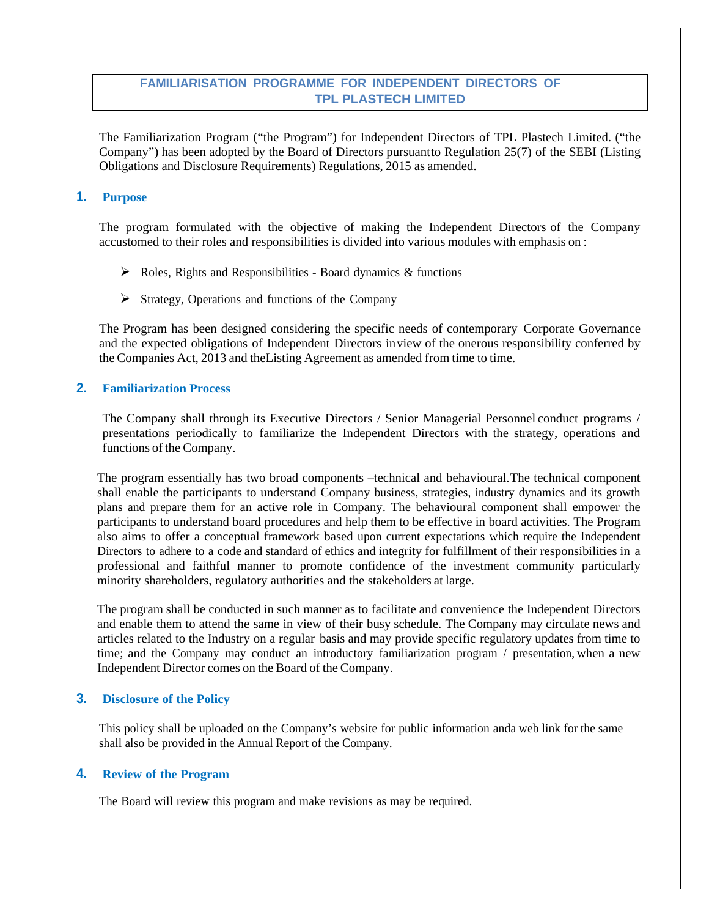# FAMILIARISATION PROGRAMME FOR INDEPENDENT DIRECTORS OF TPL PLASTECH LIMITED

The Familiarization Program ("the Program") for Independent Directors of TPL Plastech Limited. ("the Company") has been adopted by the Board of Directors pursuantto Regulation 25(7) of the SEBI (Listing Obligations and Disclosure Requirements) Regulations, 2015 as amended.

## 1. Purpose

The program formulated with the objective of making the Independent Directors of the Company accustomed to their roles and responsibilities is divided into various modules with emphasis on :

- Roles, Rights and Responsibilities - Board dynamics & functions
- Strategy, Operations and functions of the Company

The Program has been designed considering the specific needs of contemporary Corporate Governance and the expected obligations of Independent Directors inview of the onerous responsibility conferred by the Companies Act, 2013 and theListing Agreement as amended from time to time.

## 2. Familiarization Process

The Company shall through its Executive Directors / Senior Managerial Personnel conduct programs / presentations periodically to familiarize the Independent Directors with the strategy, operations and functions of the Company.

The program essentially has two broad components –technical and behavioural.The technical component shall enable the participants to understand Company business, strategies, industry dynamics and its growth plans and prepare them for an active role in Company. The behavioural component shall empower the participants to understand board procedures and help them to be effective in board activities. The Program also aims to offer a conceptual framework based upon current expectations which require the Independent Directors to adhere to a code and standard of ethics and integrity for fulfillment of their responsibilities in a professional and faithful manner to promote confidence of the investment community particularly minority shareholders, regulatory authorities and the stakeholders at large.

The program shall be conducted in such manner as to facilitate and convenience the Independent Directors and enable them to attend the same in view of their busy schedule. The Company may circulate news and articles related to the Industry on a regular basis and may provide specific regulatory updates from time to time; and the Company may conduct an introductory familiarization program / presentation, when a new Independent Director comes on the Board of the Company.

## 3. Disclosure of the Policy

This policy shall be uploaded on the Company's website for public information anda web link for the same shall also be provided in the Annual Report of the Company.

## 4. Review of the Program

The Board will review this program and make revisions as may be required.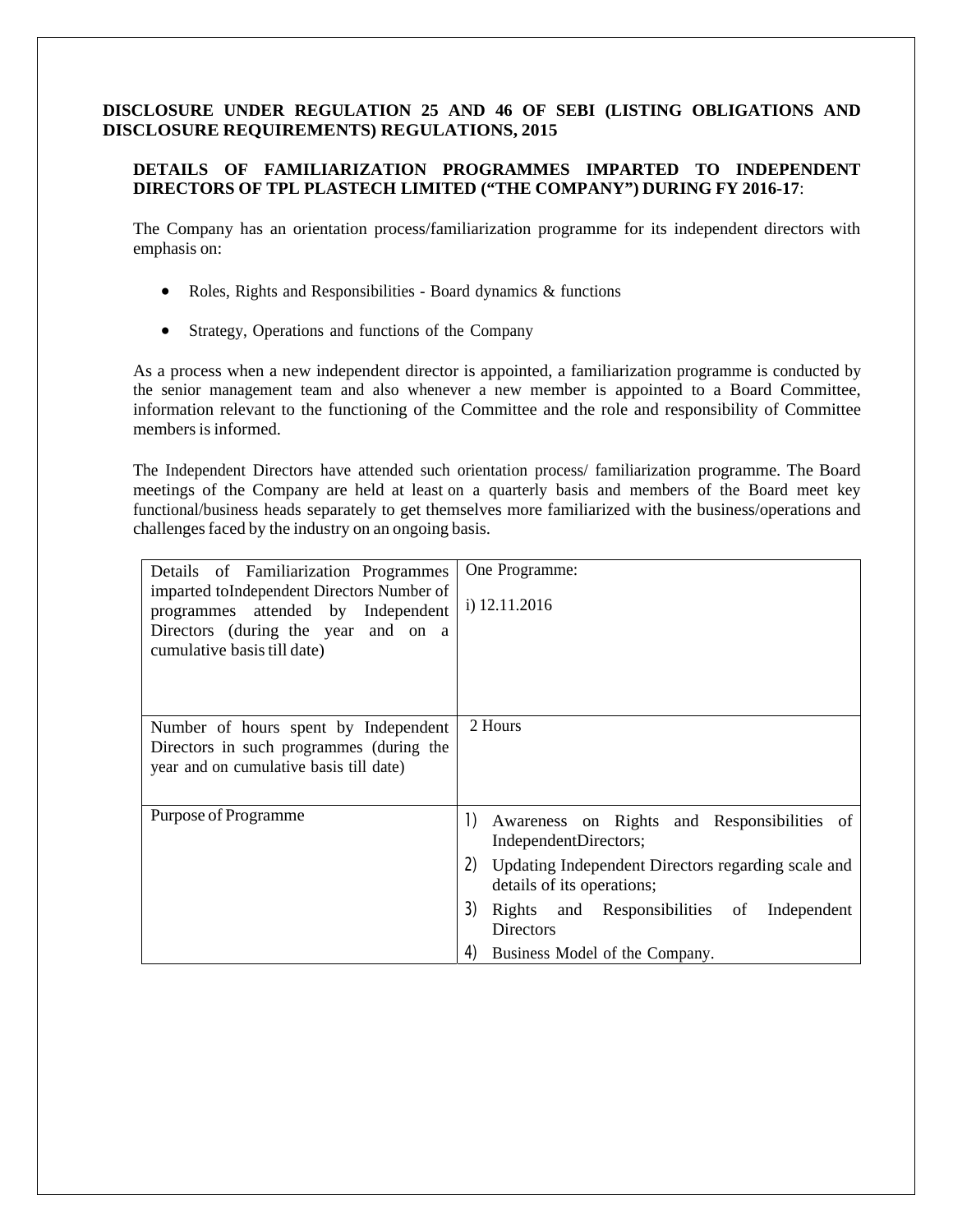**DISCLOSURE UNDER REGULATION 25 AND 46 OF SEBI (LISTING OBLIGATIONS AND DISCLOSURE REQUIREMENTS) REGULATIONS, 2015**

**DETAILS OF FAMILIARIZATION PROGRAMMES IMPARTED TO INDEPENDENT DIRECTORS OF TPL PLASTECH LIMITED ("THE COMPANY") DURING FY 2016-17**:

The Company has an orientation process/familiarization programme for its independent directors with emphasis on:

- Roles, Rights and Responsibilities - Board dynamics & functions
- Strategy, Operations and functions of the Company

As a process when a new independent director is appointed, a familiarization programme is conducted by the senior management team and also whenever a new member is appointed to a Board Committee, information relevant to the functioning of the Committee and the role and responsibility of Committee members is informed.

The Independent Directors have attended such orientation process/ familiarization programme. The Board meetings of the Company are held at least on a quarterly basis and members of the Board meet key functional/business heads separately to get themselves more familiarized with the business/operations and challenges faced by the industry on an ongoing basis.

| Details of Familiarization Programmes imparted toIndependent Directors Number of programmes attended by Independent Directors (during the year and on a cumulative basis till date) | One Programme:<br><br>i) 12.11.2016 |
|---|---|
| Number of hours spent by Independent Directors in such programmes (during the year and on cumulative basis till date) | 2 Hours |
| Purpose of Programme | 1) Awareness on Rights and Responsibilities of IndependentDirectors;<br>2) Updating Independent Directors regarding scale and details of its operations;<br>3) Rights and Responsibilities of Independent Directors<br>4) Business Model of the Company. |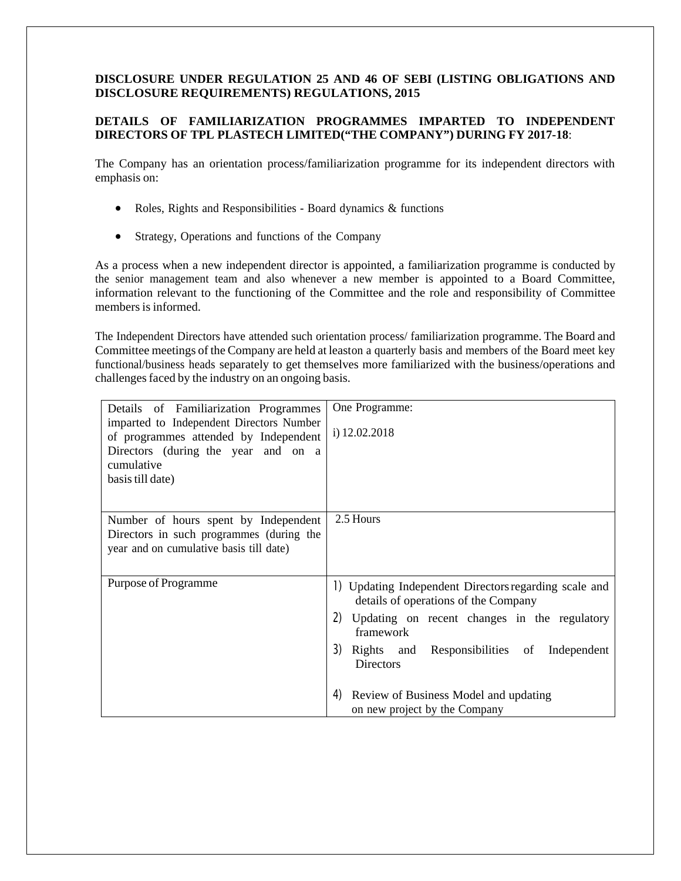**DISCLOSURE UNDER REGULATION 25 AND 46 OF SEBI (LISTING OBLIGATIONS AND DISCLOSURE REQUIREMENTS) REGULATIONS, 2015**

**DETAILS OF FAMILIARIZATION PROGRAMMES IMPARTED TO INDEPENDENT DIRECTORS OF TPL PLASTECH LIMITED("THE COMPANY") DURING FY 2017-18**:

The Company has an orientation process/familiarization programme for its independent directors with emphasis on:

- Roles, Rights and Responsibilities - Board dynamics & functions
- Strategy, Operations and functions of the Company

As a process when a new independent director is appointed, a familiarization programme is conducted by the senior management team and also whenever a new member is appointed to a Board Committee, information relevant to the functioning of the Committee and the role and responsibility of Committee members is informed.

The Independent Directors have attended such orientation process/ familiarization programme. The Board and Committee meetings of the Company are held at leaston a quarterly basis and members of the Board meet key functional/business heads separately to get themselves more familiarized with the business/operations and challenges faced by the industry on an ongoing basis.

| | |
|---|---|
| Details of Familiarization Programmes imparted to Independent Directors Number of programmes attended by Independent Directors (during the year and on a cumulative basis till date) | One Programme:<br>i) 12.02.2018 |
| Number of hours spent by Independent Directors in such programmes (during the year and on cumulative basis till date) | 2.5 Hours |
| Purpose of Programme | 1) Updating Independent Directors regarding scale and details of operations of the Company<br>2) Updating on recent changes in the regulatory framework<br>3) Rights and Responsibilities of Independent Directors<br>4) Review of Business Model and updating on new project by the Company |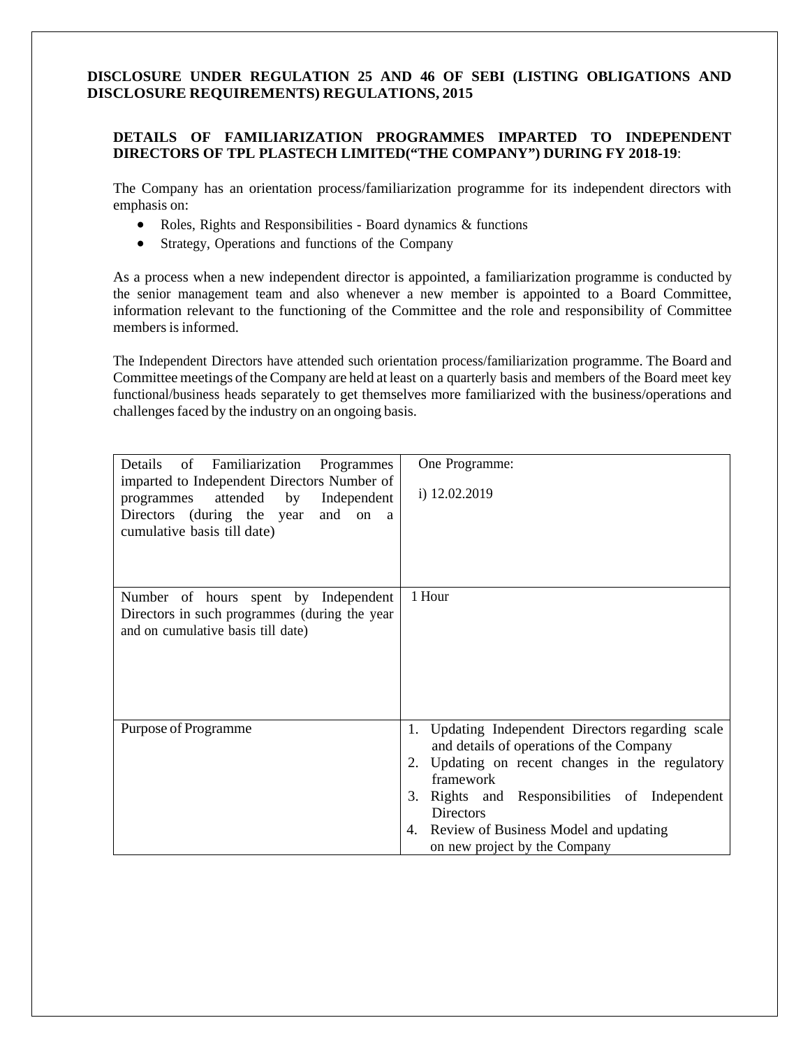**DISCLOSURE UNDER REGULATION 25 AND 46 OF SEBI (LISTING OBLIGATIONS AND DISCLOSURE REQUIREMENTS) REGULATIONS, 2015**

**DETAILS OF FAMILIARIZATION PROGRAMMES IMPARTED TO INDEPENDENT DIRECTORS OF TPL PLASTECH LIMITED("THE COMPANY") DURING FY 2018-19**:

The Company has an orientation process/familiarization programme for its independent directors with emphasis on:

- Roles, Rights and Responsibilities - Board dynamics & functions
- Strategy, Operations and functions of the Company

As a process when a new independent director is appointed, a familiarization programme is conducted by the senior management team and also whenever a new member is appointed to a Board Committee, information relevant to the functioning of the Committee and the role and responsibility of Committee members is informed.

The Independent Directors have attended such orientation process/familiarization programme. The Board and Committee meetings of the Company are held at least on a quarterly basis and members of the Board meet key functional/business heads separately to get themselves more familiarized with the business/operations and challenges faced by the industry on an ongoing basis.

| | |
|---|---|
| Details of Familiarization Programmes imparted to Independent Directors Number of programmes attended by Independent Directors (during the year and on a cumulative basis till date) | One Programme:<br>i) 12.02.2019 |
| Number of hours spent by Independent Directors in such programmes (during the year and on cumulative basis till date) | 1 Hour |
| Purpose of Programme | 1. Updating Independent Directors regarding scale and details of operations of the Company<br>2. Updating on recent changes in the regulatory framework<br>3. Rights and Responsibilities of Independent Directors<br>4. Review of Business Model and updating on new project by the Company |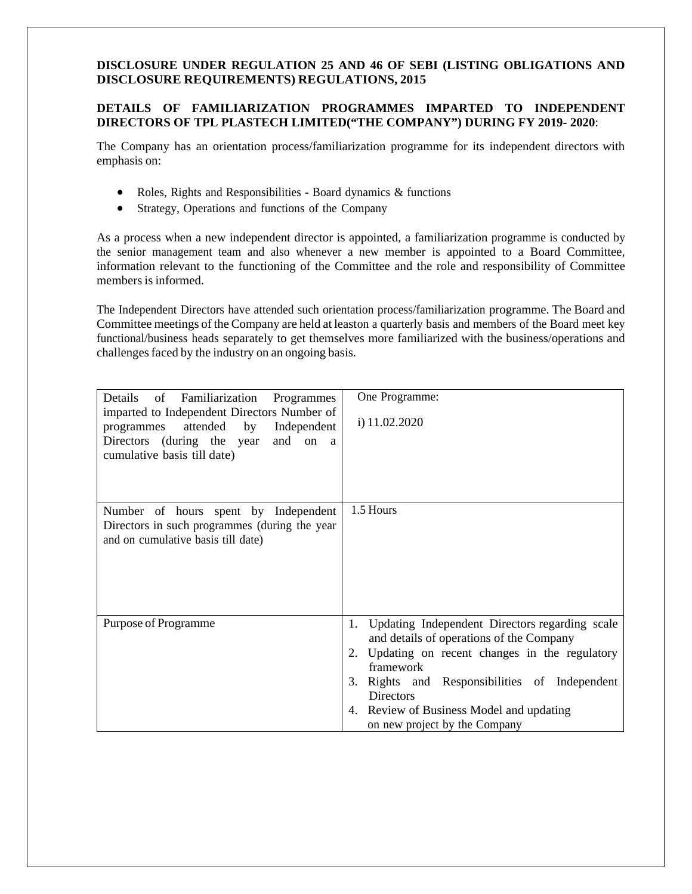**DISCLOSURE UNDER REGULATION 25 AND 46 OF SEBI (LISTING OBLIGATIONS AND DISCLOSURE REQUIREMENTS) REGULATIONS, 2015**

**DETAILS OF FAMILIARIZATION PROGRAMMES IMPARTED TO INDEPENDENT DIRECTORS OF TPL PLASTECH LIMITED("THE COMPANY") DURING FY 2019- 2020**:

The Company has an orientation process/familiarization programme for its independent directors with emphasis on:

- Roles, Rights and Responsibilities - Board dynamics & functions
- Strategy, Operations and functions of the Company

As a process when a new independent director is appointed, a familiarization programme is conducted by the senior management team and also whenever a new member is appointed to a Board Committee, information relevant to the functioning of the Committee and the role and responsibility of Committee members is informed.

The Independent Directors have attended such orientation process/familiarization programme. The Board and Committee meetings of the Company are held at leaston a quarterly basis and members of the Board meet key functional/business heads separately to get themselves more familiarized with the business/operations and challenges faced by the industry on an ongoing basis.

| | |
|---|---|
| Details of Familiarization Programmes imparted to Independent Directors Number of programmes attended by Independent Directors (during the year and on a cumulative basis till date) | One Programme:<br>i) 11.02.2020 |
| Number of hours spent by Independent Directors in such programmes (during the year and on cumulative basis till date) | 1.5 Hours |
| Purpose of Programme | 1. Updating Independent Directors regarding scale and details of operations of the Company<br>2. Updating on recent changes in the regulatory framework<br>3. Rights and Responsibilities of Independent Directors<br>4. Review of Business Model and updating on new project by the Company |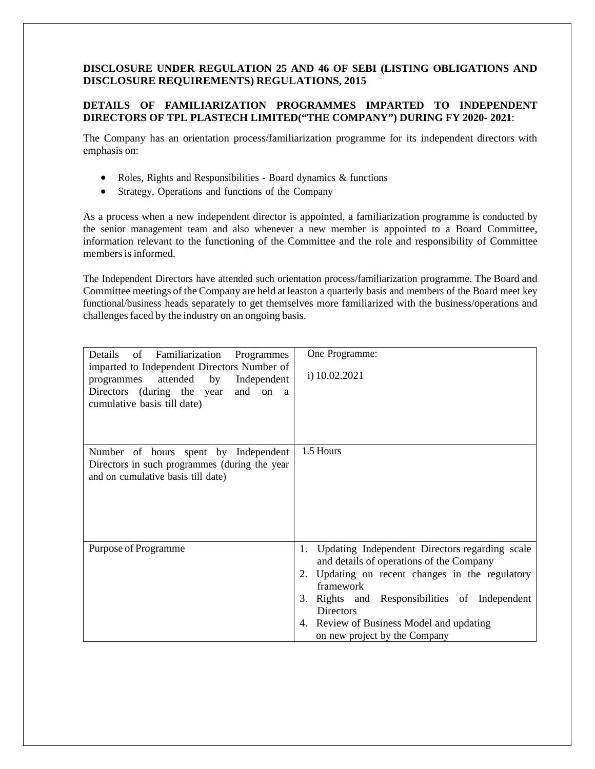**DISCLOSURE UNDER REGULATION 25 AND 46 OF SEBI (LISTING OBLIGATIONS AND DISCLOSURE REQUIREMENTS) REGULATIONS, 2015**

**DETAILS OF FAMILIARIZATION PROGRAMMES IMPARTED TO INDEPENDENT DIRECTORS OF TPL PLASTECH LIMITED("THE COMPANY") DURING FY 2020- 2021**:

The Company has an orientation process/familiarization programme for its independent directors with emphasis on:

- Roles, Rights and Responsibilities - Board dynamics & functions
- Strategy, Operations and functions of the Company

As a process when a new independent director is appointed, a familiarization programme is conducted by the senior management team and also whenever a new member is appointed to a Board Committee, information relevant to the functioning of the Committee and the role and responsibility of Committee members is informed.

The Independent Directors have attended such orientation process/familiarization programme. The Board and Committee meetings of the Company are held at leaston a quarterly basis and members of the Board meet key functional/business heads separately to get themselves more familiarized with the business/operations and challenges faced by the industry on an ongoing basis.

| | |
|---|---|
| Details of Familiarization Programmes imparted to Independent Directors Number of programmes attended by Independent Directors (during the year and on a cumulative basis till date) | One Programme:<br>i) 10.02.2021 |
| Number of hours spent by Independent Directors in such programmes (during the year and on cumulative basis till date) | 1.5 Hours |
| Purpose of Programme | 1. Updating Independent Directors regarding scale and details of operations of the Company<br>2. Updating on recent changes in the regulatory framework<br>3. Rights and Responsibilities of Independent Directors<br>4. Review of Business Model and updating on new project by the Company |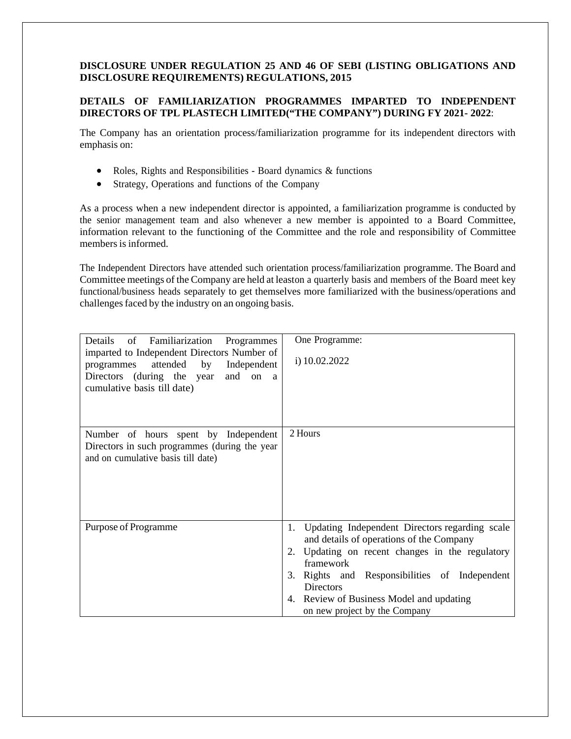**DISCLOSURE UNDER REGULATION 25 AND 46 OF SEBI (LISTING OBLIGATIONS AND DISCLOSURE REQUIREMENTS) REGULATIONS, 2015**

**DETAILS OF FAMILIARIZATION PROGRAMMES IMPARTED TO INDEPENDENT DIRECTORS OF TPL PLASTECH LIMITED("THE COMPANY") DURING FY 2021- 2022**:

The Company has an orientation process/familiarization programme for its independent directors with emphasis on:

- Roles, Rights and Responsibilities - Board dynamics & functions
- Strategy, Operations and functions of the Company

As a process when a new independent director is appointed, a familiarization programme is conducted by the senior management team and also whenever a new member is appointed to a Board Committee, information relevant to the functioning of the Committee and the role and responsibility of Committee members is informed.

The Independent Directors have attended such orientation process/familiarization programme. The Board and Committee meetings of the Company are held at leaston a quarterly basis and members of the Board meet key functional/business heads separately to get themselves more familiarized with the business/operations and challenges faced by the industry on an ongoing basis.

| | |
|---|---|
| Details of Familiarization Programmes imparted to Independent Directors Number of programmes attended by Independent Directors (during the year and on a cumulative basis till date) | One Programme:<br>i) 10.02.2022 |
| Number of hours spent by Independent Directors in such programmes (during the year and on cumulative basis till date) | 2 Hours |
| Purpose of Programme | 1. Updating Independent Directors regarding scale and details of operations of the Company<br>2. Updating on recent changes in the regulatory framework<br>3. Rights and Responsibilities of Independent Directors<br>4. Review of Business Model and updating on new project by the Company |